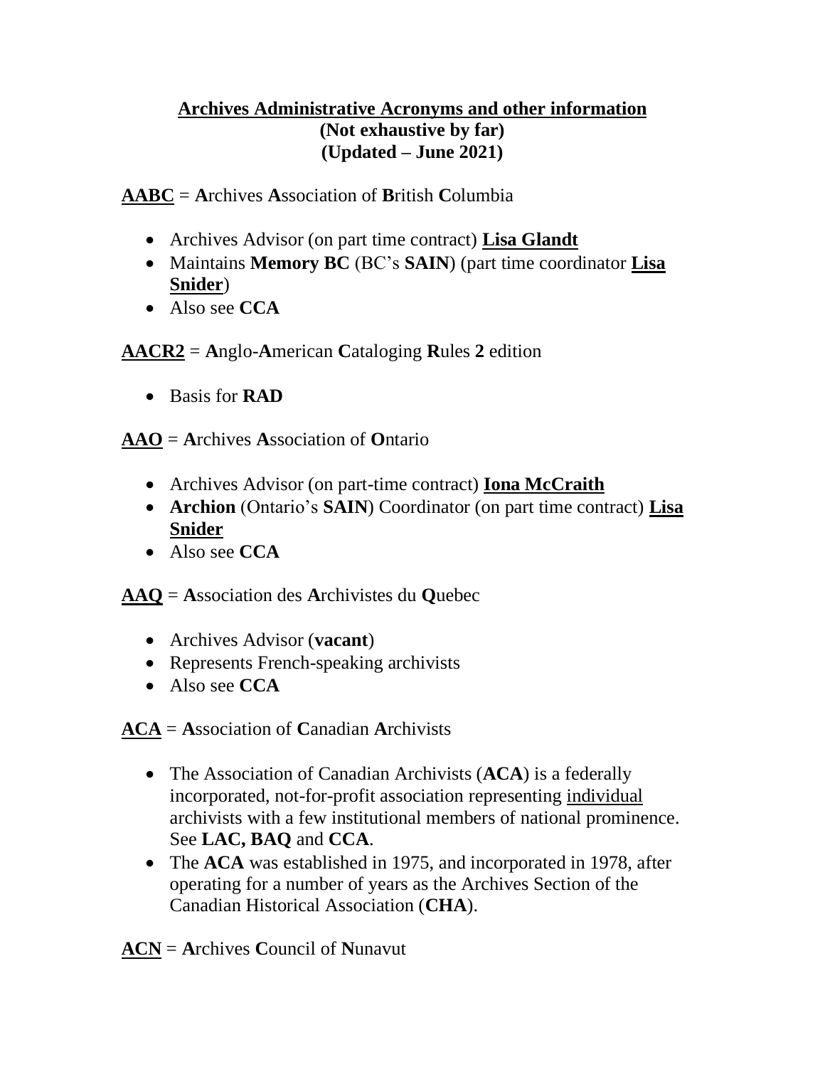# Archives Administrative Acronyms and other information
**(Not exhaustive by far)**
**(Updated – June 2021)**

**AABC** = **A**rchives **A**ssociation of **B**ritish **C**olumbia

- Archives Advisor (on part time contract) **Lisa Glandt**
- Maintains **Memory BC** (BC's **SAIN**) (part time coordinator **Lisa Snider**)
- Also see **CCA**

**AACR2** = **A**nglo-**A**merican **C**ataloging **R**ules **2** edition

- Basis for **RAD**

**AAO** = **A**rchives **A**ssociation of **O**ntario

- Archives Advisor (on part-time contract) **Iona McCraith**
- **Archion** (Ontario's **SAIN**) Coordinator (on part time contract) **Lisa Snider**
- Also see **CCA**

**AAQ** = **A**ssociation des **A**rchivistes du **Q**uebec

- Archives Advisor (**vacant**)
- Represents French-speaking archivists
- Also see **CCA**

**ACA** = **A**ssociation of **C**anadian **A**rchivists

- The Association of Canadian Archivists (**ACA**) is a federally incorporated, not-for-profit association representing individual archivists with a few institutional members of national prominence. See **LAC, BAQ** and **CCA**.
- The **ACA** was established in 1975, and incorporated in 1978, after operating for a number of years as the Archives Section of the Canadian Historical Association (**CHA**).

**ACN** = **A**rchives **C**ouncil of **N**unavut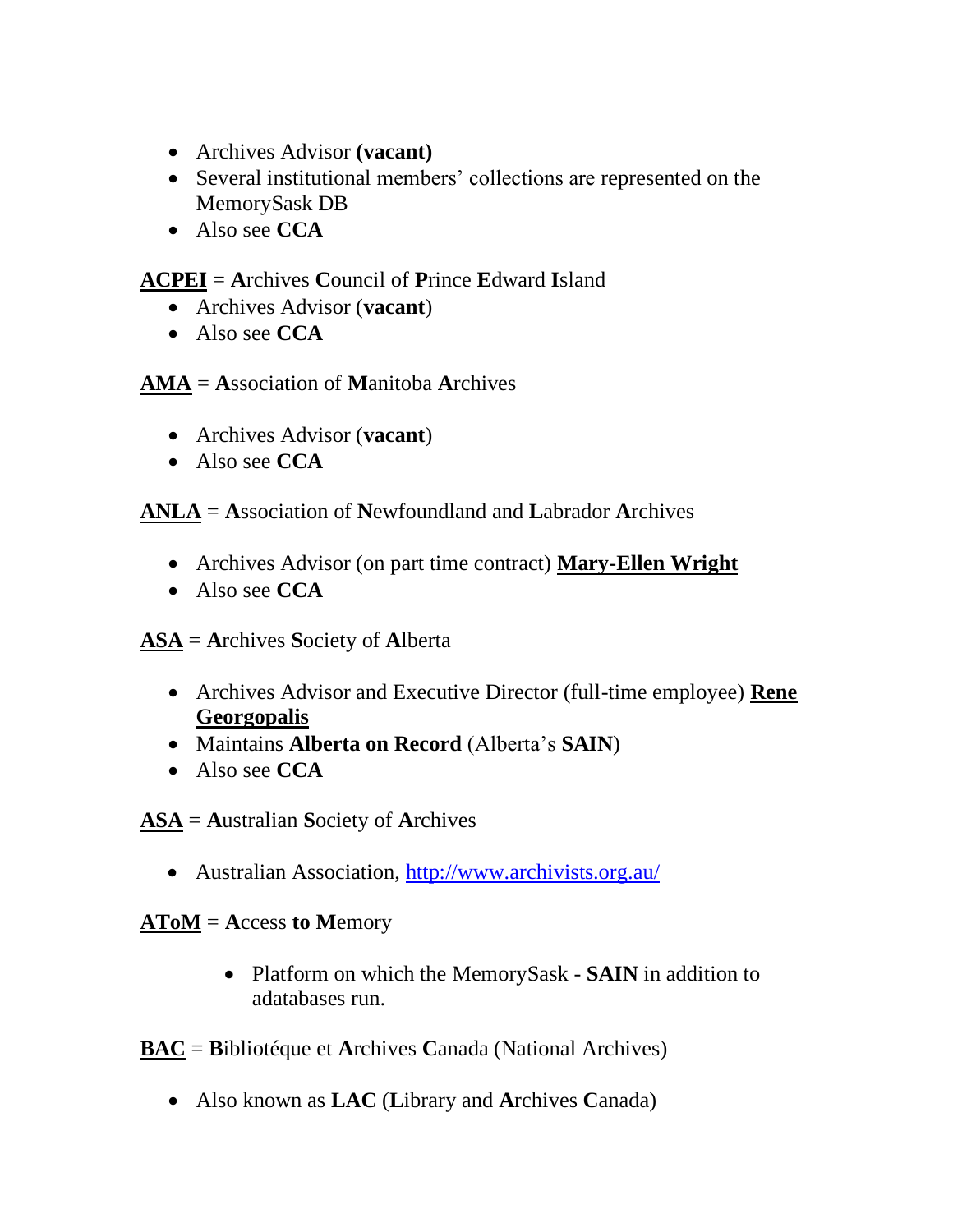- Archives Advisor **(vacant)**
- Several institutional members' collections are represented on the MemorySask DB
- Also see **CCA**

**ACPEI** = **A**rchives **C**ouncil of **P**rince **E**dward **I**sland

- Archives Advisor (**vacant**)
- Also see **CCA**

**AMA** = **A**ssociation of **M**anitoba **A**rchives

- Archives Advisor (**vacant**)
- Also see **CCA**

**ANLA** = **A**ssociation of **N**ewfoundland and **L**abrador **A**rchives

- Archives Advisor (on part time contract) **Mary-Ellen Wright**
- Also see **CCA**

**ASA** = **A**rchives **S**ociety of **A**lberta

- Archives Advisor and Executive Director (full-time employee) **Rene Georgopalis**
- Maintains **Alberta on Record** (Alberta's **SAIN**)
- Also see **CCA**

**ASA** = **A**ustralian **S**ociety of **A**rchives

- Australian Association, http://www.archivists.org.au/

**AToM** = **A**ccess **to** **M**emory

- Platform on which the MemorySask - **SAIN** in addition to adatabases run.

**BAC** = **B**ibliotéque et **A**rchives **C**anada (National Archives)

- Also known as **LAC** (**L**ibrary and **A**rchives **C**anada)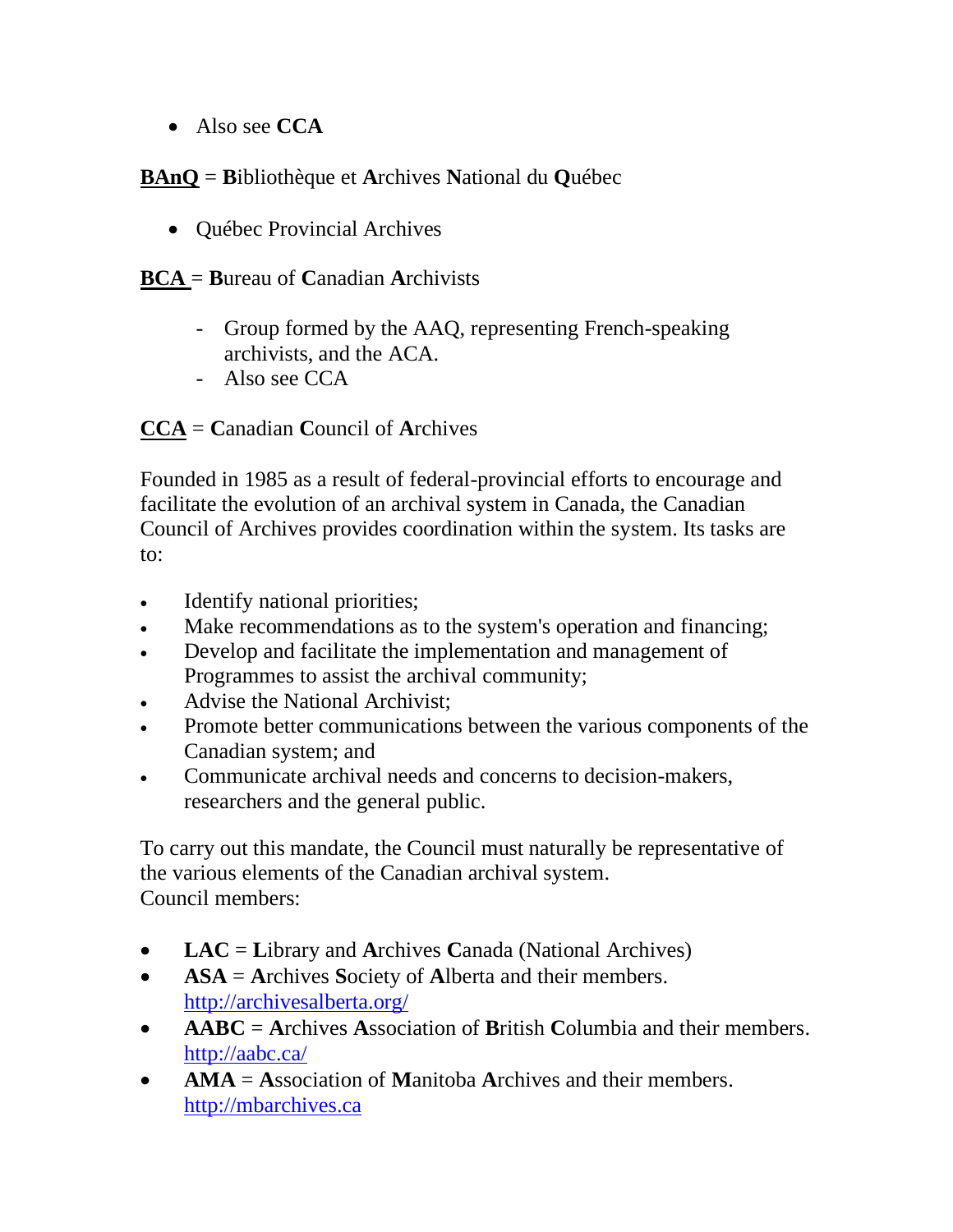- Also see **CCA**

**<u>BAnQ</u>** = **B**ibliothèque et **A**rchives **N**ational du **Q**uébec

- Québec Provincial Archives

**<u>BCA</u>** = **B**ureau of **C**anadian **A**rchivists

- Group formed by the AAQ, representing French-speaking archivists, and the ACA.
- Also see CCA

**<u>CCA</u>** = **C**anadian **C**ouncil of **A**rchives

Founded in 1985 as a result of federal-provincial efforts to encourage and facilitate the evolution of an archival system in Canada, the Canadian Council of Archives provides coordination within the system. Its tasks are to:

- Identify national priorities;
- Make recommendations as to the system's operation and financing;
- Develop and facilitate the implementation and management of Programmes to assist the archival community;
- Advise the National Archivist;
- Promote better communications between the various components of the Canadian system; and
- Communicate archival needs and concerns to decision-makers, researchers and the general public.

To carry out this mandate, the Council must naturally be representative of the various elements of the Canadian archival system.
Council members:

- **LAC** = **L**ibrary and **A**rchives **C**anada (National Archives)
- **ASA** = **A**rchives **S**ociety of **A**lberta and their members. http://archivesalberta.org/
- **AABC** = **A**rchives **A**ssociation of **B**ritish **C**olumbia and their members. http://aabc.ca/
- **AMA** = **A**ssociation of **M**anitoba **A**rchives and their members. http://mbarchives.ca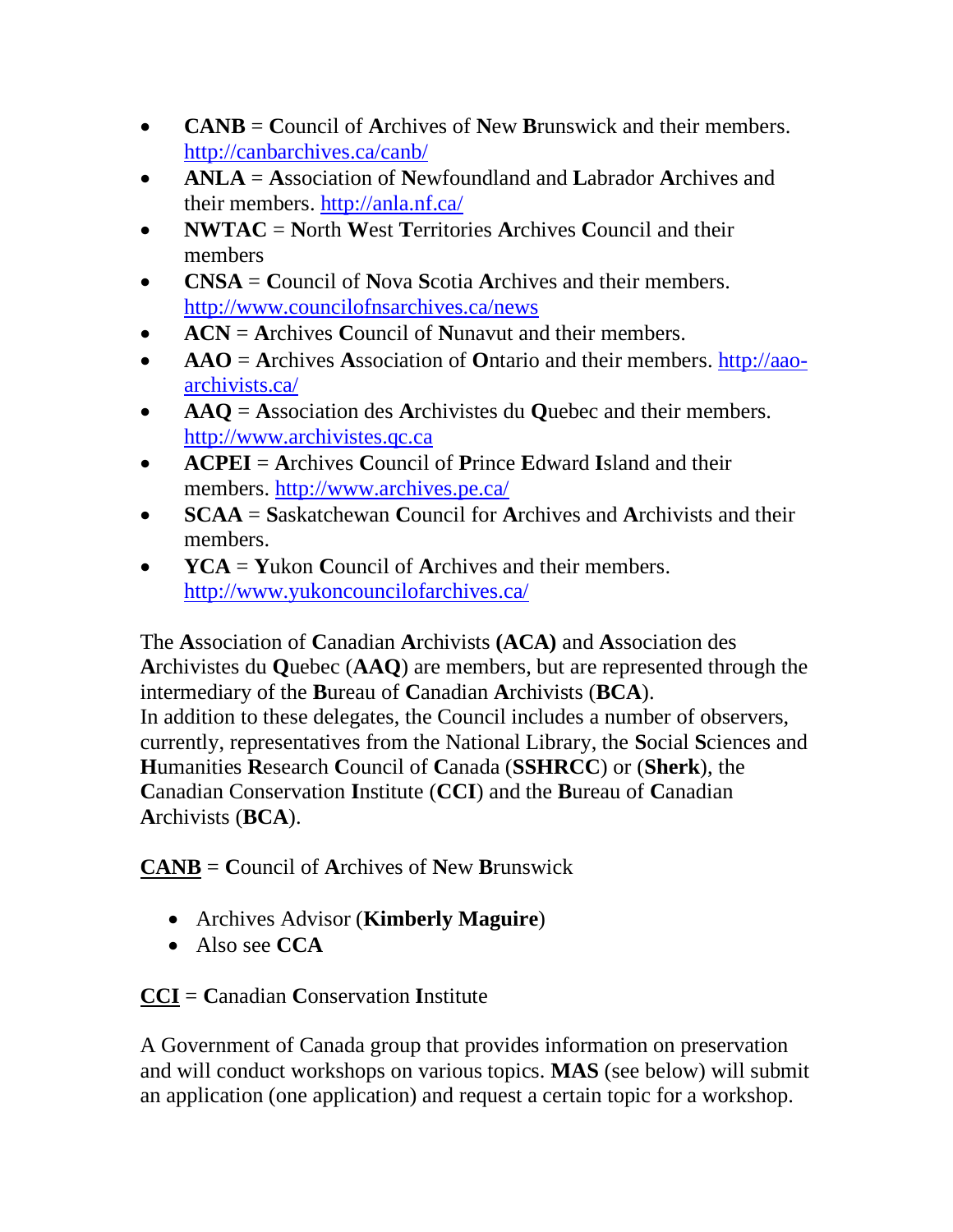- **CANB** = **C**ouncil of **A**rchives of **N**ew **B**runswick and their members. http://canbarchives.ca/canb/
- **ANLA** = **A**ssociation of **N**ewfoundland and **L**abrador **A**rchives and their members. http://anla.nf.ca/
- **NWTAC** = **N**orth **W**est **T**erritories **A**rchives **C**ouncil and their members
- **CNSA** = **C**ouncil of **N**ova **S**cotia **A**rchives and their members. http://www.councilofnsarchives.ca/news
- **ACN** = **A**rchives **C**ouncil of **N**unavut and their members.
- **AAO** = **A**rchives **A**ssociation of **O**ntario and their members. http://aao-archivists.ca/
- **AAQ** = **A**ssociation des **A**rchivistes du **Q**uebec and their members. http://www.archivistes.qc.ca
- **ACPEI** = **A**rchives **C**ouncil of **P**rince **E**dward **I**sland and their members. http://www.archives.pe.ca/
- **SCAA** = **S**askatchewan **C**ouncil for **A**rchives and **A**rchivists and their members.
- **YCA** = **Y**ukon **C**ouncil of **A**rchives and their members. http://www.yukoncouncilofarchives.ca/

The **A**ssociation of **C**anadian **A**rchivists **(ACA)** and **A**ssociation des **A**rchivistes du **Q**uebec (**AAQ**) are members, but are represented through the intermediary of the **B**ureau of **C**anadian **A**rchivists (**BCA**).
In addition to these delegates, the Council includes a number of observers, currently, representatives from the National Library, the **S**ocial **S**ciences and **H**umanities **R**esearch **C**ouncil of **C**anada (**SSHRCC**) or (**Sherk**), the **C**anadian Conservation **I**nstitute (**CCI**) and the **B**ureau of **C**anadian **A**rchivists (**BCA**).

**CANB** = **C**ouncil of **A**rchives of **N**ew **B**runswick

- Archives Advisor (**Kimberly Maguire**)
- Also see **CCA**

**CCI** = **C**anadian **C**onservation **I**nstitute

A Government of Canada group that provides information on preservation and will conduct workshops on various topics. **MAS** (see below) will submit an application (one application) and request a certain topic for a workshop.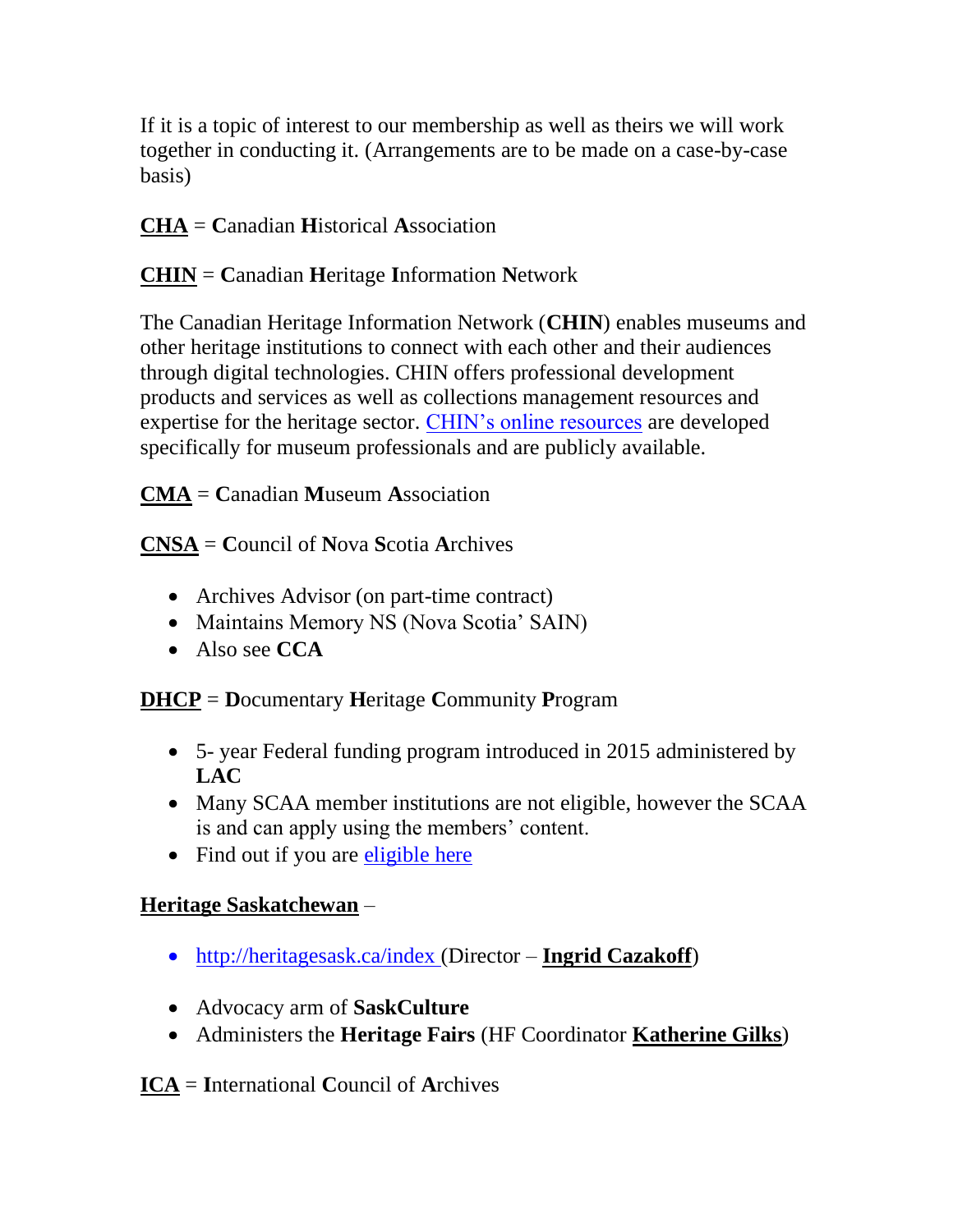If it is a topic of interest to our membership as well as theirs we will work together in conducting it. (Arrangements are to be made on a case-by-case basis)

**CHA** = **C**anadian **H**istorical **A**ssociation

**CHIN** = **C**anadian **H**eritage **I**nformation **N**etwork

The Canadian Heritage Information Network (**CHIN**) enables museums and other heritage institutions to connect with each other and their audiences through digital technologies. CHIN offers professional development products and services as well as collections management resources and expertise for the heritage sector. CHIN's online resources are developed specifically for museum professionals and are publicly available.

**CMA** = **C**anadian **M**useum **A**ssociation

**CNSA** = **C**ouncil of **N**ova **S**cotia **A**rchives

- Archives Advisor (on part-time contract)
- Maintains Memory NS (Nova Scotia' SAIN)
- Also see **CCA**

**DHCP** = **D**ocumentary **H**eritage **C**ommunity **P**rogram

- 5- year Federal funding program introduced in 2015 administered by **LAC**
- Many SCAA member institutions are not eligible, however the SCAA is and can apply using the members' content.
- Find out if you are eligible here

**Heritage Saskatchewan** –

- http://heritagesask.ca/index (Director – **Ingrid Cazakoff**)
- Advocacy arm of **SaskCulture**
- Administers the **Heritage Fairs** (HF Coordinator **Katherine Gilks**)

**ICA** = **I**nternational **C**ouncil of **A**rchives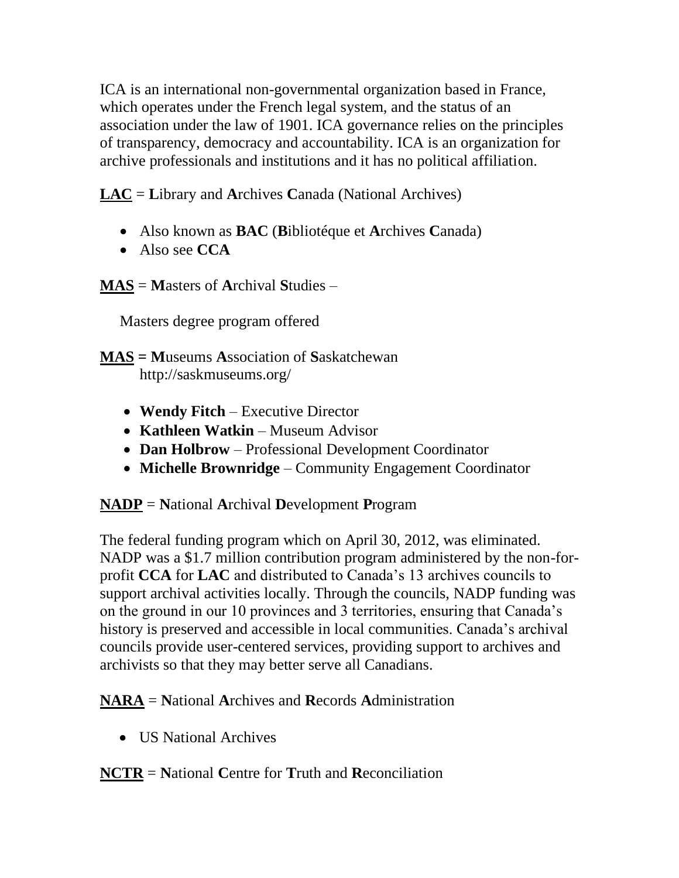ICA is an international non-governmental organization based in France, which operates under the French legal system, and the status of an association under the law of 1901. ICA governance relies on the principles of transparency, democracy and accountability. ICA is an organization for archive professionals and institutions and it has no political affiliation.

**<u>LAC</u>** = **L**ibrary and **A**rchives **C**anada (National Archives)

- Also known as **BAC** (**B**ibliotéque et **A**rchives **C**anada)
- Also see **CCA**

**<u>MAS</u>** = **M**asters of **A**rchival **S**tudies –

Masters degree program offered

**<u>MAS</u> = M**useums **A**ssociation of **S**askatchewan
http://saskmuseums.org/

- **Wendy Fitch** – Executive Director
- **Kathleen Watkin** – Museum Advisor
- **Dan Holbrow** – Professional Development Coordinator
- **Michelle Brownridge** – Community Engagement Coordinator

**<u>NADP</u>** = **N**ational **A**rchival **D**evelopment **P**rogram

The federal funding program which on April 30, 2012, was eliminated. NADP was a $1.7 million contribution program administered by the non-for-profit **CCA** for **LAC** and distributed to Canada's 13 archives councils to support archival activities locally. Through the councils, NADP funding was on the ground in our 10 provinces and 3 territories, ensuring that Canada's history is preserved and accessible in local communities. Canada's archival councils provide user-centered services, providing support to archives and archivists so that they may better serve all Canadians.

**<u>NARA</u>** = **N**ational **A**rchives and **R**ecords **A**dministration

- US National Archives

**<u>NCTR</u>** = **N**ational **C**entre for **T**ruth and **R**econciliation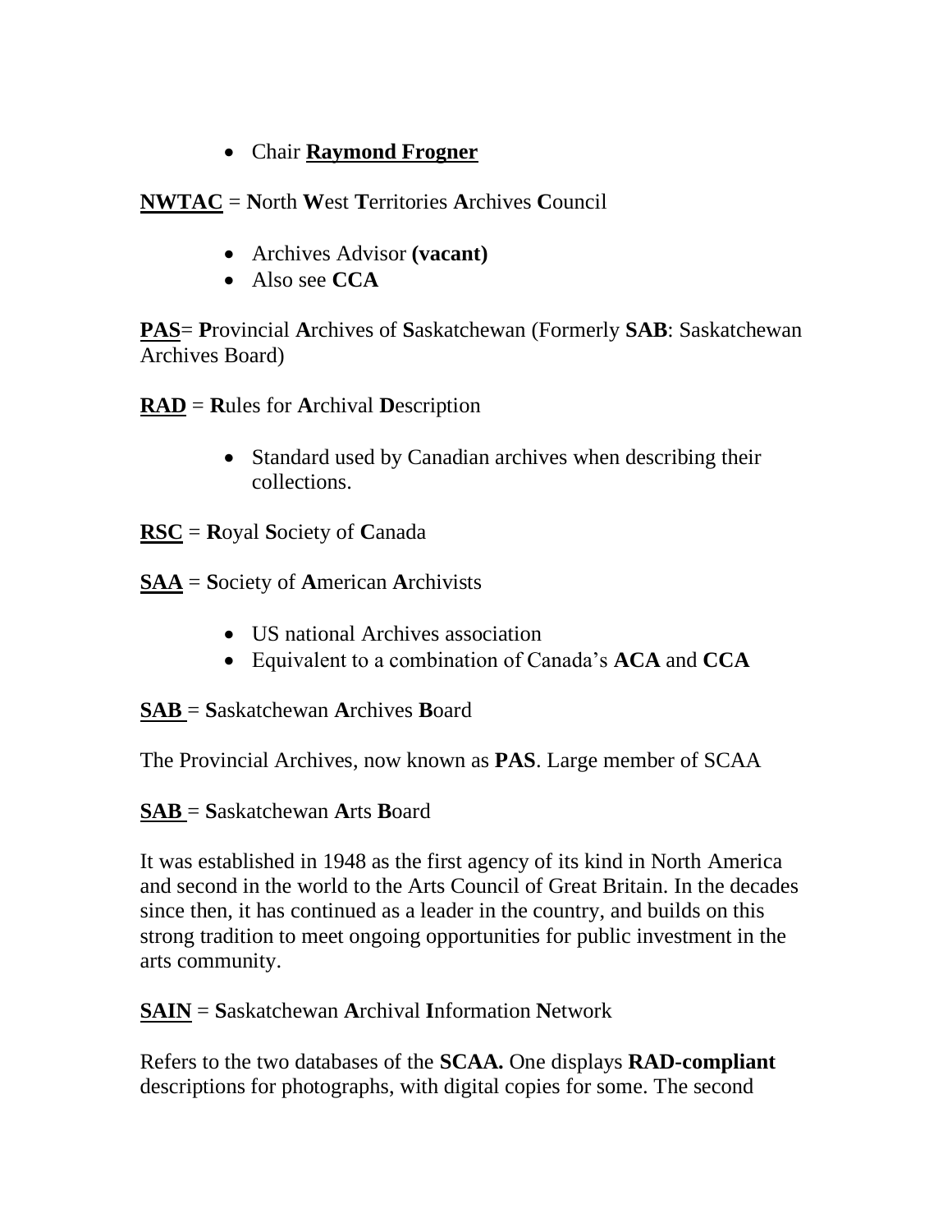- Chair **Raymond Frogner**

**NWTAC** = **N**orth **W**est **T**erritories **A**rchives **C**ouncil

- Archives Advisor **(vacant)**
- Also see **CCA**

**PAS**= **P**rovincial **A**rchives of **S**askatchewan (Formerly **SAB**: Saskatchewan Archives Board)

**RAD** = **R**ules for **A**rchival **D**escription

- Standard used by Canadian archives when describing their collections.

**RSC** = **R**oyal **S**ociety of **C**anada

**SAA** = **S**ociety of **A**merican **A**rchivists

- US national Archives association
- Equivalent to a combination of Canada's **ACA** and **CCA**

**SAB** = **S**askatchewan **A**rchives **B**oard

The Provincial Archives, now known as **PAS**. Large member of SCAA

**SAB** = **S**askatchewan **A**rts **B**oard

It was established in 1948 as the first agency of its kind in North America and second in the world to the Arts Council of Great Britain. In the decades since then, it has continued as a leader in the country, and builds on this strong tradition to meet ongoing opportunities for public investment in the arts community.

**SAIN** = **S**askatchewan **A**rchival **I**nformation **N**etwork

Refers to the two databases of the **SCAA.** One displays **RAD-compliant** descriptions for photographs, with digital copies for some. The second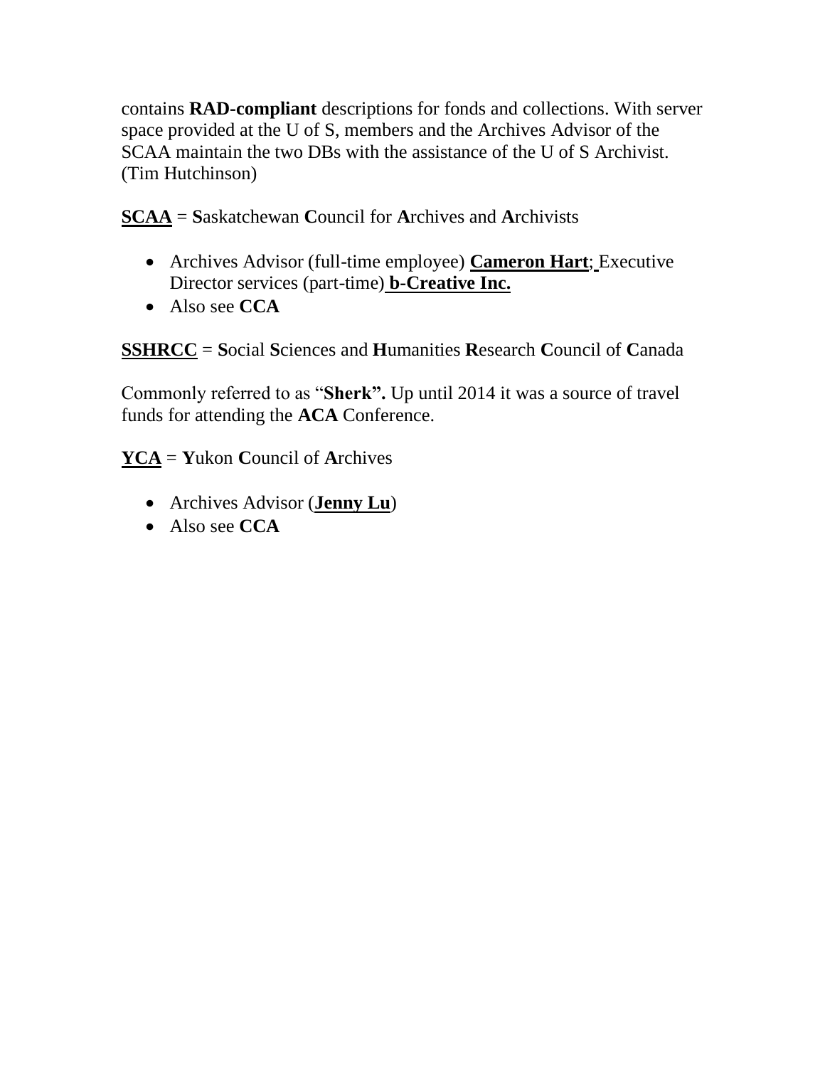contains **RAD-compliant** descriptions for fonds and collections. With server space provided at the U of S, members and the Archives Advisor of the SCAA maintain the two DBs with the assistance of the U of S Archivist. (Tim Hutchinson)

**SCAA** = **S**askatchewan **C**ouncil for **A**rchives and **A**rchivists

- Archives Advisor (full-time employee) **Cameron Hart**; Executive Director services (part-time) **b-Creative Inc.**
- Also see **CCA**

**SSHRCC** = **S**ocial **S**ciences and **H**umanities **R**esearch **C**ouncil of **C**anada

Commonly referred to as "**Sherk".** Up until 2014 it was a source of travel funds for attending the **ACA** Conference.

**YCA** = **Y**ukon **C**ouncil of **A**rchives

- Archives Advisor (**Jenny Lu**)
- Also see **CCA**